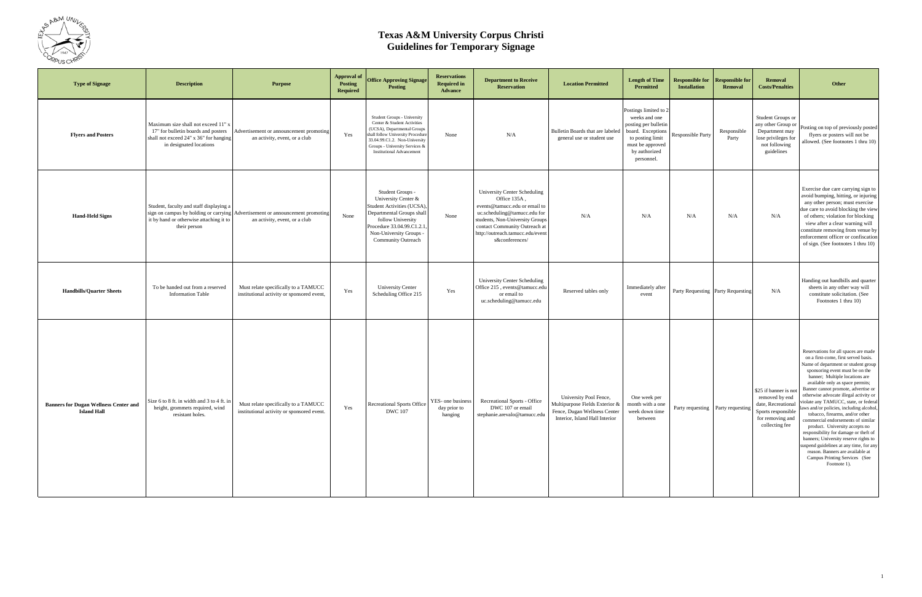# Texas A&M University Corpus Christi
## Guidelines for Temporary Signage

| Type of Signage | Description | Purpose | Approval of Posting Required | Office Approving Signage Posting | Reservations Required in Advance | Department to Receive Reservation | Location Permitted | Length of Time Permitted | Responsible for Installation | Responsible for Removal | Removal Costs/Penalties | Other |
|---|---|---|---|---|---|---|---|---|---|---|---|---|
| **Flyers and Posters** | Maximum size shall not exceed 11" x 17" for bulletin boards and posters shall not exceed 24" x 36" for hanging in designated locations | Advertisement or announcement promoting an activity, event, or a club | Yes | Student Groups - University Center & Student Activities (UCSA), Departmental Groups shall follow University Procedure 33.04.99.C1.2. Non-University Groups - University Services & Institutional Advancement | None | N/A | Bulletin Boards that are labeled general use or student use | Postings limited to 2 weeks and one posting per bulletin board. Exceptions to posting limit must be approved by authorized personnel. | Responsible Party | Responsible Party | Student Groups or any other Group or Department may lose privileges for not following guidelines | Posting on top of previously posted flyers or posters will not be allowed. (See footnotes 1 thru 10) |
| **Hand-Held Signs** | Student, faculty and staff displaying a sign on campus by holding or carrying it by hand or otherwise attaching it to their person | Advertisement or announcement promoting an activity, event, or a club | None | Student Groups - University Center & Student Activities (UCSA), Departmental Groups shall follow University Procedure 33.04.99.C1.2.1, Non-University Groups - Community Outreach | None | University Center Scheduling Office 135A , events@tamucc.edu or email to uc.scheduling@tamucc.edu for students, Non-University Groups contact Community Outreach at http://outreach.tamucc.edu/events&conferences/ | N/A | N/A | N/A | N/A | N/A | Exercise due care carrying sign to avoid bumping, hitting, or injuring any other person; must exercise due care to avoid blocking the view of others; violation for blocking view after a clear warning will constitute removing from venue by enforcement officer or confiscation of sign. (See footnotes 1 thru 10) |
| **Handbills/Quarter Sheets** | To be handed out from a reserved Information Table | Must relate specifically to a TAMUCC institutional activity or sponsored event, | Yes | University Center Scheduling Office 215 | Yes | University Center Scheduling Office 215 , events@tamucc.edu or email to uc.scheduling@tamucc.edu | Reserved tables only | Immediately after event | Party Requesting | Party Requesting | N/A | Handing out handbills and quarter sheets in any other way will constitute solicitation. (See Footnotes 1 thru 10) |
| **Banners for Dugan Wellness Center and Island Hall** | Size 6 to 8 ft. in width and 3 to 4 ft. in height, grommets required, wind resistant holes. | Must relate specifically to a TAMUCC institutional activity or sponsored event. | Yes | Recreational Sports Office DWC 107 | YES- one business day prior to hanging | Recreational Sports - Office DWC 107 or email stephanie.arevalo@tamucc.edu | University Pool Fence, Multipurpose Fields Exterior & Fence, Dugan Wellness Center Interior, Island Hall Interior | One week per month with a one week down time between | Party requesting | Party requesting | $25 if banner is not removed by end date, Recreational Sports responsible for removing and collecting fee | Reservations for all spaces are made on a first-come, first served basis. Name of department or student group sponsoring event must be on the banner; Multiple locations are available only as space permits; Banner cannot promote, advertise or otherwise advocate illegal activity or violate any TAMUCC, state, or federal laws and/or policies, including alcohol, tobacco, firearms, and/or other commercial endorsements of similar product. University accepts no responsibility for damage or theft of banners; University reserve rights to suspend guidelines at any time, for any reason. Banners are available at Campus Printing Services (See Footnote 1). |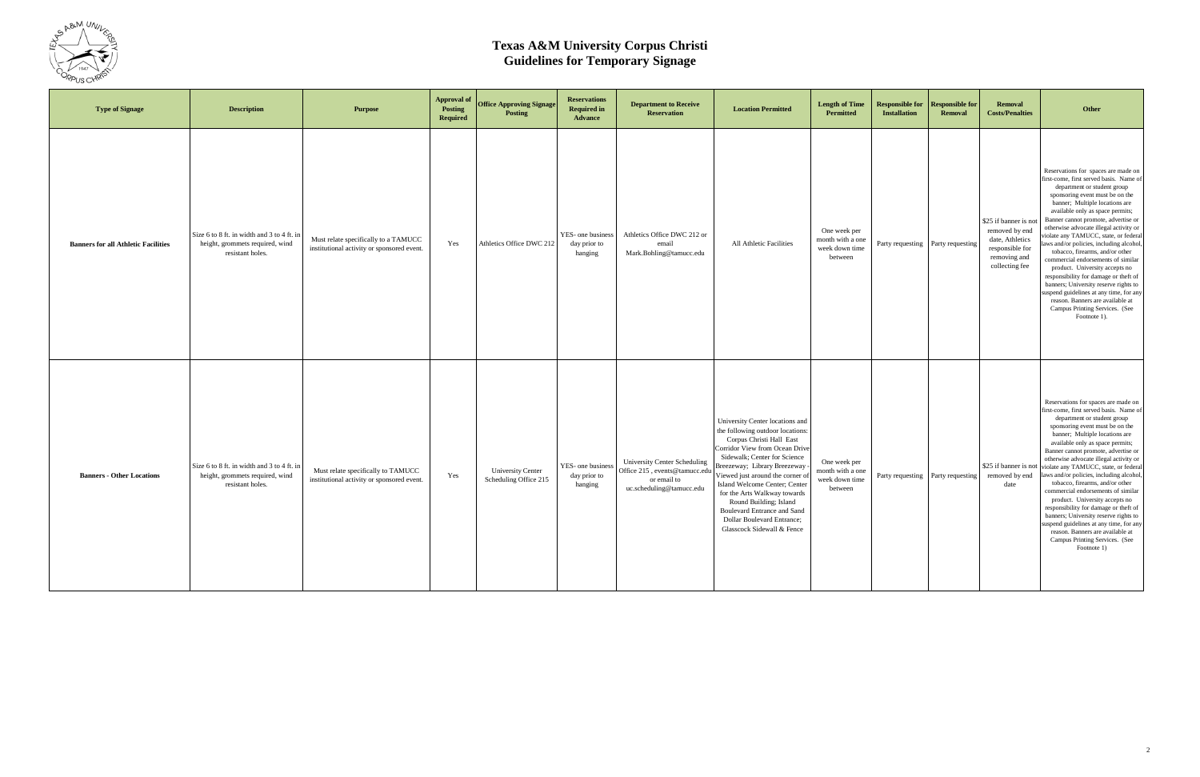# Texas A&M University Corpus Christi
## Guidelines for Temporary Signage

| Type of Signage | Description | Purpose | Approval of Posting Required | Office Approving Signage Posting | Reservations Required in Advance | Department to Receive Reservation | Location Permitted | Length of Time Permitted | Responsible for Installation | Responsible for Removal | Removal Costs/Penalties | Other |
|---|---|---|---|---|---|---|---|---|---|---|---|---|
| **Banners for all Athletic Facilities** | Size 6 to 8 ft. in width and 3 to 4 ft. in height, grommets required, wind resistant holes. | Must relate specifically to a TAMUCC institutional activity or sponsored event. | Yes | Athletics Office DWC 212 | YES- one business day prior to hanging | Athletics Office DWC 212 or email Mark.Bohling@tamucc.edu | All Athletic Facilities | One week per month with a one week down time between | Party requesting | Party requesting | $25 if banner is not removed by end date, Athletics responsible for removing and collecting fee | Reservations for spaces are made on first-come, first served basis. Name of department or student group sponsoring event must be on the banner; Multiple locations are available only as space permits; Banner cannot promote, advertise or otherwise advocate illegal activity or violate any TAMUCC, state, or federal laws and/or policies, including alcohol, tobacco, firearms, and/or other commercial endorsements of similar product. University accepts no responsibility for damage or theft of banners; University reserve rights to suspend guidelines at any time, for any reason. Banners are available at Campus Printing Services. (See Footnote 1). |
| **Banners - Other Locations** | Size 6 to 8 ft. in width and 3 to 4 ft. in height, grommets required, wind resistant holes. | Must relate specifically to TAMUCC institutional activity or sponsored event. | Yes | University Center Scheduling Office 215 | YES- one business day prior to hanging | University Center Scheduling Office 215 , events@tamucc.edu or email to uc.scheduling@tamucc.edu | University Center locations and the following outdoor locations: Corpus Christi Hall East Corridor View from Ocean Drive Sidewalk; Center for Science Breezeway; Library Breezeway - Viewed just around the corner of Island Welcome Center; Center for the Arts Walkway towards Round Building; Island Boulevard Entrance and Sand Dollar Boulevard Entrance; Glasscock Sidewall & Fence | One week per month with a one week down time between | Party requesting | Party requesting | $25 if banner is not removed by end date | Reservations for spaces are made on first-come, first served basis. Name of department or student group sponsoring event must be on the banner; Multiple locations are available only as space permits; Banner cannot promote, advertise or otherwise advocate illegal activity or violate any TAMUCC, state, or federal laws and/or policies, including alcohol, tobacco, firearms, and/or other commercial endorsements of similar product. University accepts no responsibility for damage or theft of banners; University reserve rights to suspend guidelines at any time, for any reason. Banners are available at Campus Printing Services. (See Footnote 1) |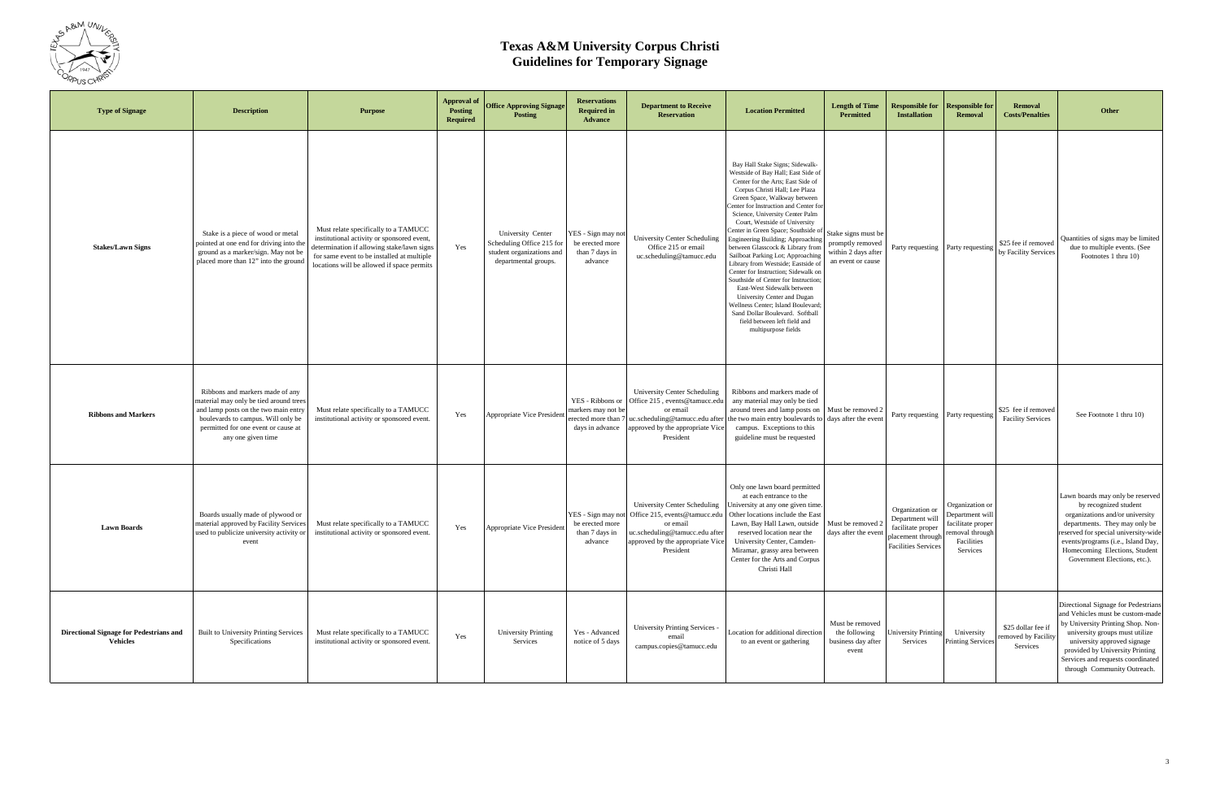# Texas A&M University Corpus Christi
## Guidelines for Temporary Signage

| Type of Signage | Description | Purpose | Approval of Posting Required | Office Approving Signage Posting | Reservations Required in Advance | Department to Receive Reservation | Location Permitted | Length of Time Permitted | Responsible for Installation | Responsible for Removal | Removal Costs/Penalties | Other |
|---|---|---|---|---|---|---|---|---|---|---|---|---|
| **Stakes/Lawn Signs** | Stake is a piece of wood or metal pointed at one end for driving into the ground as a marker/sign. May not be placed more than 12" into the ground | Must relate specifically to a TAMUCC institutional activity or sponsored event, determination if allowing stake/lawn signs for same event to be installed at multiple locations will be allowed if space permits | Yes | University Center Scheduling Office 215 for student organizations and departmental groups. | YES - Sign may not be erected more than 7 days in advance | University Center Scheduling Office 215 or email uc.scheduling@tamucc.edu | Bay Hall Stake Signs; Sidewalk-Westside of Bay Hall; East Side of Center for the Arts; East Side of Corpus Christi Hall; Lee Plaza Green Space, Walkway between Center for Instruction and Center for Science, University Center Palm Court, Westside of University Center in Green Space; Southside of Engineering Building; Approaching between Glasscock & Library from Sailboat Parking Lot; Approaching Library from Westside; Eastside of Center for Instruction; Sidewalk on Southside of Center for Instruction; East-West Sidewalk between University Center and Dugan Wellness Center; Island Boulevard; Sand Dollar Boulevard. Softball field between left field and multipurpose fields | Stake signs must be promptly removed within 2 days after an event or cause | Party requesting | Party requesting | $25 fee if removed by Facility Services | Quantities of signs may be limited due to multiple events. (See Footnotes 1 thru 10) |
| **Ribbons and Markers** | Ribbons and markers made of any material may only be tied around trees and lamp posts on the two main entry boulevards to campus. Will only be permitted for one event or cause at any one given time | Must relate specifically to a TAMUCC institutional activity or sponsored event. | Yes | Appropriate Vice President | YES - Ribbons or markers may not be erected more than 7 days in advance | University Center Scheduling Office 215 , events@tamucc.edu or email uc.scheduling@tamucc.edu after approved by the appropriate Vice President | Ribbons and markers made of any material may only be tied around trees and lamp posts on the two main entry boulevards to campus. Exceptions to this guideline must be requested | Must be removed 2 days after the event | Party requesting | Party requesting | $25 fee if removed Facility Services | See Footnote 1 thru 10) |
| **Lawn Boards** | Boards usually made of plywood or material approved by Facility Services used to publicize university activity or event | Must relate specifically to a TAMUCC institutional activity or sponsored event. | Yes | Appropriate Vice President | YES - Sign may not be erected more than 7 days in advance | University Center Scheduling Office 215, events@tamucc.edu or email uc.scheduling@tamucc.edu after approved by the appropriate Vice President | Only one lawn board permitted at each entrance to the University at any one given time. Other locations include the East Lawn, Bay Hall Lawn, outside reserved location near the University Center, Camden-Miramar, grassy area between Center for the Arts and Corpus Christi Hall | Must be removed 2 days after the event | Organization or Department will facilitate proper placement through Facilities Services | Organization or Department will facilitate proper removal through Facilities Services | | Lawn boards may only be reserved by recognized student organizations and/or university departments. They may only be reserved for special university-wide events/programs (i.e., Island Day, Homecoming Elections, Student Government Elections, etc.). |
| **Directional Signage for Pedestrians and Vehicles** | Built to University Printing Services Specifications | Must relate specifically to a TAMUCC institutional activity or sponsored event. | Yes | University Printing Services | Yes - Advanced notice of 5 days | University Printing Services - email campus.copies@tamucc.edu | Location for additional direction to an event or gathering | Must be removed the following business day after event | University Printing Services | University Printing Services | $25 dollar fee if removed by Facility Services | Directional Signage for Pedestrians and Vehicles must be custom-made by University Printing Shop. Non-university groups must utilize university approved signage provided by University Printing Services and requests coordinated through Community Outreach. |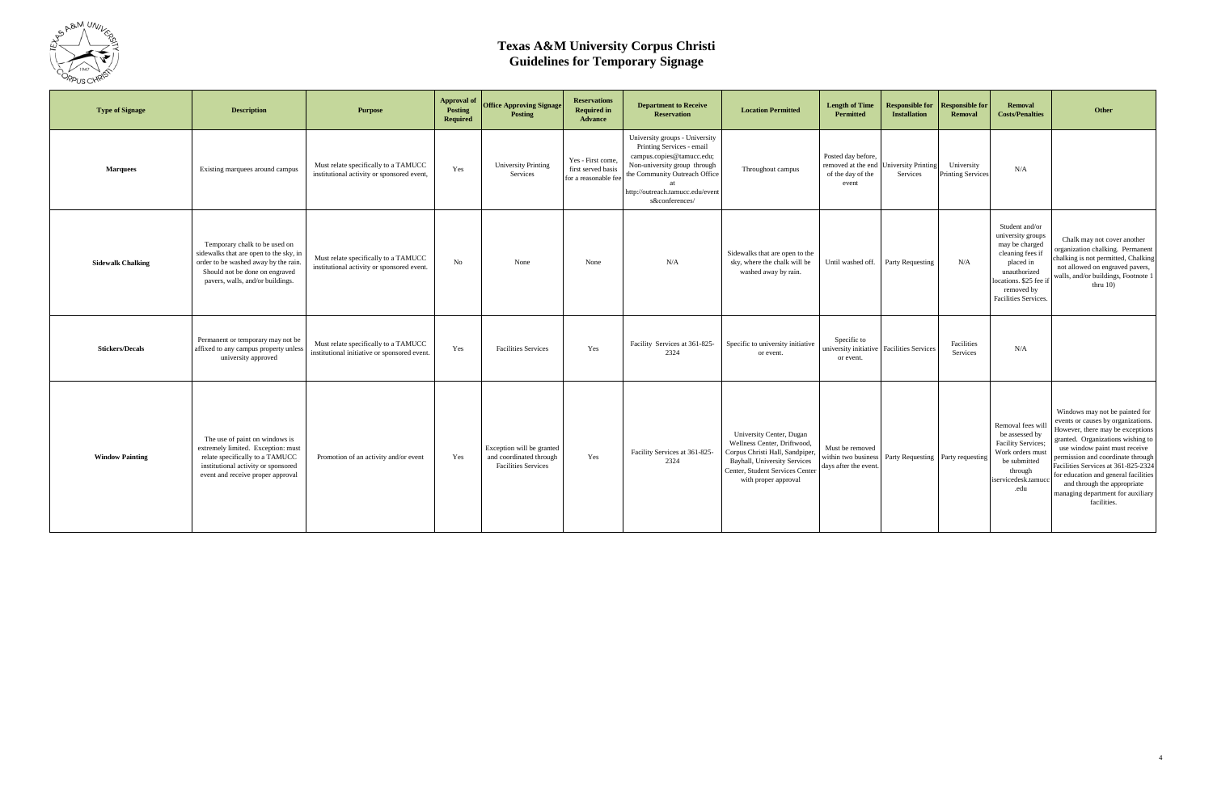# Texas A&M University Corpus Christi
# Guidelines for Temporary Signage

| Type of Signage | Description | Purpose | Approval of Posting Required | Office Approving Signage Posting | Reservations Required in Advance | Department to Receive Reservation | Location Permitted | Length of Time Permitted | Responsible for Installation | Responsible for Removal | Removal Costs/Penalties | Other |
|---|---|---|---|---|---|---|---|---|---|---|---|---|
| **Marquees** | Existing marquees around campus | Must relate specifically to a TAMUCC institutional activity or sponsored event, | Yes | University Printing Services | Yes - First come, first served basis for a reasonable fee | University groups - University Printing Services - email campus.copies@tamucc.edu; Non-university group through the Community Outreach Office at http://outreach.tamucc.edu/events&conferences/ | Throughout campus | Posted day before, removed at the end of the day of the event | University Printing Services | University Printing Services | N/A | |
| **Sidewalk Chalking** | Temporary chalk to be used on sidewalks that are open to the sky, in order to be washed away by the rain. Should not be done on engraved pavers, walls, and/or buildings. | Must relate specifically to a TAMUCC institutional activity or sponsored event. | No | None | None | N/A | Sidewalks that are open to the sky, where the chalk will be washed away by rain. | Until washed off. | Party Requesting | N/A | Student and/or university groups may be charged cleaning fees if placed in unauthorized locations. $25 fee if removed by Facilities Services. | Chalk may not cover another organization chalking. Permanent chalking is not permitted, Chalking not allowed on engraved pavers, walls, and/or buildings, Footnote 1 thru 10) |
| **Stickers/Decals** | Permanent or temporary may not be affixed to any campus property unless university approved | Must relate specifically to a TAMUCC institutional initiative or sponsored event. | Yes | Facilities Services | Yes | Facility Services at 361-825-2324 | Specific to university initiative or event. | Specific to university initiative or event. | Facilities Services | Facilities Services | N/A | |
| **Window Painting** | The use of paint on windows is extremely limited. Exception: must relate specifically to a TAMUCC institutional activity or sponsored event and receive proper approval | Promotion of an activity and/or event | Yes | Exception will be granted and coordinated through Facilities Services | Yes | Facility Services at 361-825-2324 | University Center, Dugan Wellness Center, Driftwood, Corpus Christi Hall, Sandpiper, Bayhall, University Services Center, Student Services Center with proper approval | Must be removed within two business days after the event. | Party Requesting | Party requesting | Removal fees will be assessed by Facility Services; Work orders must be submitted through iservicedesk.tamucc.edu | Windows may not be painted for events or causes by organizations. However, there may be exceptions granted. Organizations wishing to use window paint must receive permission and coordinate through Facilities Services at 361-825-2324 for education and general facilities and through the appropriate managing department for auxiliary facilities. |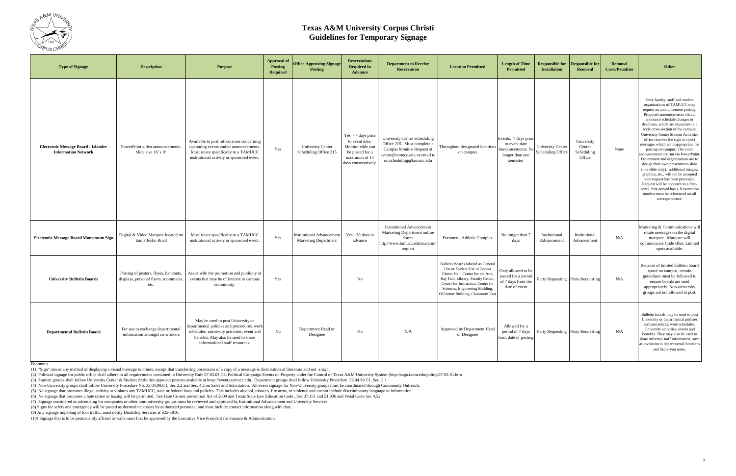# Texas A&M University Corpus Christi
## Guidelines for Temporary Signage

| Type of Signage | Description | Purpose | Approval of Posting Required | Office Approving Signage Posting | Reservations Required in Advance | Department to Receive Reservation | Location Permitted | Length of Time Permitted | Responsible for Installation | Responsible for Removal | Removal Costs/Penalties | Other |
|---|---|---|---|---|---|---|---|---|---|---|---|---|
| **Electronic Message Board - Islander Information Network** | PowerPoint video announcements. Slide size 16' x 9" | Available to post information concerning upcoming events and/or announcements. Must relate specifically to a TAMUCC institutional activity or sponsored event. | Yes | University Center Scheduling Office 215 | Yes - 7 days prior to event date; Monitor slide can be posted for a maximum of 14 days consecutively. | University Center Scheduling Office 215 , Must complete a Campus Monitor Request at events@tamucc.edu or email to uc.scheduling@tamucc.edu | Throughout designated locations on campus | Events: 7 days prior to event date Announcements: No longer than one semester | University Center Scheduling Office | University Center Scheduling Office | None | Only faculty, staff and student organizations of TAMUCC may request an announcement posting. Proposed announcements should announce schedule changes or deadlines, which are important to a wide cross-section of the campus; University Center Student Activities office reserves the right to reject messages which are inappropriate for posting on campus; The video announcement are run via PowerPoint. Department and organizations are to design their own presentation slide (one slide only). additional images, graphics, etc., will not be accepted once request has been processed. Request will be honored on a first-come, first-served basis. Reservation number must be referenced on all correspondence. |
| **Electronic Message Board Momentum Sign** | Digital & Video Marquee located on Ennis Joslin Road | Must relate specifically to a TAMUCC institutional activity or sponsored event. | Yes | Institutional Advancement Marketing Department | Yes - 30 days in advance | Institutional Advancement Marketing Department online form: http://www.tamucc.edu/marcom/request | Entrance - Athletic Complex | No longer than 7 days | Institutional Advancement | Institutional Advancement | N/A | Marketing & Communications will rotate messages on the digital marquee. Marquee will communicate Code Blue. Limited spots available. |
| **University Bulletin Boards** | Posting of posters, flyers, handouts, displays, personal flyers, roommates, etc. | Assist with the promotion and publicity of events that may be of interest to campus community. | Yes | | No | | Bulletin Boards labeled as General Use or Student Use in Corpus Christi Hall, Center for the Arts, Bay Hall, Library, Faculty Center, Center for Instruction, Center for Sciences, Engineering Building, O'Connor Building, Classroom East | Only allowed to be posted for a period of 7 days from the date of event | Party Requesting | Party Requesting | N/A | Because of limited bulletin board space on campus, certain guidelines must be followed to ensure boards are used appropriately. Non-university groups are not allowed to post. |
| **Departmental Bulletin Board** | For use to exchange departmental information amongst co-workers | May be used to post University or departmental policies and procedures, work schedules, university activities, event and benefits. May also be used to share informational staff resources. | No | Department Head or Designee | No | N/A | Approved by Department Head or Designee | Allowed for a period of 7 days from date of posting | Party Requesting | Party Requesting | N/A | Bulletin boards may be used to post University or departmental policies and procedures, work schedules, University activities, events and benefits. They may also be used to share informal staff information, such as invitation to departmental functions and thank-you notes. |

Footnotes

(1) "Sign" means any method of displaying a visual message to others, except that transferring possession of a copy of a message is distribution of literature and not a sign.

(2) Political signage for public office shall adhere to all requirements contained in University Rule 07.03.03.C2: Political Campaign Events on Property under the Control of Texas A&M University System (http://sago.tamu.edu/policy/07-03-01.htm

(3) Student groups shall follow University Center & Student Activities approval process available at https://events.tamucc.edu. Department groups shall follow University Procedure 33.04.99.C1, Sec. 2.1

(4) Non-University groups shall follow University Procedure No. 33.04.99.C1, Sec 2.2 and Sec, 4.2 on Sales and Solicitation. All event signage for Non-University groups must be coordinated through Community Outreach.

(5) No signage that promotes illegal activity or violates any TAMUCC, state or federal laws and policies. This includes alcohol, tobacco, fire arms, or violence and cannot include discriminatory language or information.

(6) No signage that promotes a hate crime or hazing will be permitted. See Hate Crimes prevention Act of 2009 and Texas State Law Education Code , Sec 37.151 and 51.936 and Penal Code Sec 4.52.

(7) Signage considered as advertising for companies or other non-university groups must be reviewed and approved by Institutional Advancement and University Services

(8) Signs for safety and emergency will be posted as deemed necessary by authorized personnel and must include contact information along with date.

(9) Any signage impeding of foot traffic, must notify Disability Services at 825-5816.

(10) Signage that is to be permanently affixed to walls must first be approved by the Executive Vice President for Finance & Administration